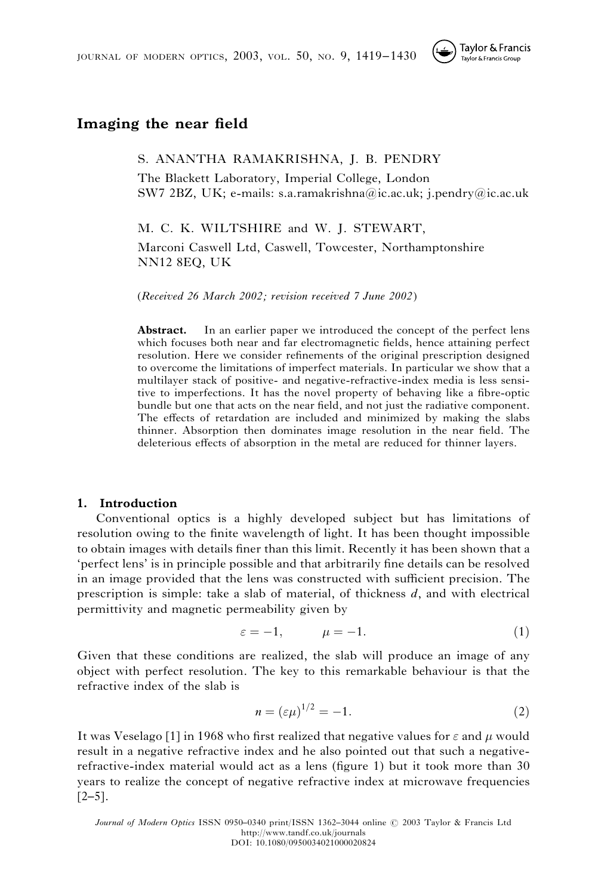# Imaging the near field

S. ANANTHA RAMAKRISHNA, J. B. PENDRY

The Blackett Laboratory, Imperial College, London SW7 2BZ, UK; e-mails: s.a.ramakrishna@ic.ac.uk; j.pendry@ic.ac.uk

M. C. K. WILTSHIRE and W. J. STEWART,

Marconi Caswell Ltd, Caswell, Towcester, Northamptonshire NN12 8EQ, UK

(*Received 26 March 2002; revision received 7 June 2002*)

**Abstract.** In an earlier paper we introduced the concept of the perfect lens which focuses both near and far electromagnetic fields, hence attaining perfect resolution. Here we consider refinements of the original prescription designed to overcome the limitations of imperfect materials. In particular we show that a multilayer stack of positive- and negative-refractive-index media is less sensitive to imperfections. It has the novel property of behaving like a fibre-optic bundle but one that acts on the near field, and not just the radiative component. The effects of retardation are included and minimized by making the slabs thinner. Absorption then dominates image resolution in the near field. The deleterious effects of absorption in the metal are reduced for thinner layers.

## 1. Introduction

Conventional optics is a highly developed subject but has limitations of resolution owing to the finite wavelength of light. It has been thought impossible to obtain images with details finer than this limit. Recently it has been shown that a 'perfect lens' is in principle possible and that arbitrarily fine details can be resolved in an image provided that the lens was constructed with sufficient precision. The prescription is simple: take a slab of material, of thickness $d$, and with electrical permittivity and magnetic permeability given by

$$\varepsilon = -1, \qquad \mu = -1. \tag{1}$$

Given that these conditions are realized, the slab will produce an image of any object with perfect resolution. The key to this remarkable behaviour is that the refractive index of the slab is

$$n = (\varepsilon\mu)^{1/2} = -1. \tag{2}$$

It was Veselago [1] in 1968 who first realized that negative values for $\varepsilon$ and $\mu$ would result in a negative refractive index and he also pointed out that such a negative-refractive-index material would act as a lens (figure 1) but it took more than 30 years to realize the concept of negative refractive index at microwave frequencies [2–5].

*Journal of Modern Optics* ISSN 0950–0340 print/ISSN 1362–3044 online © 2003 Taylor & Francis Ltd
http://www.tandf.co.uk/journals
DOI: 10.1080/0950034021000020824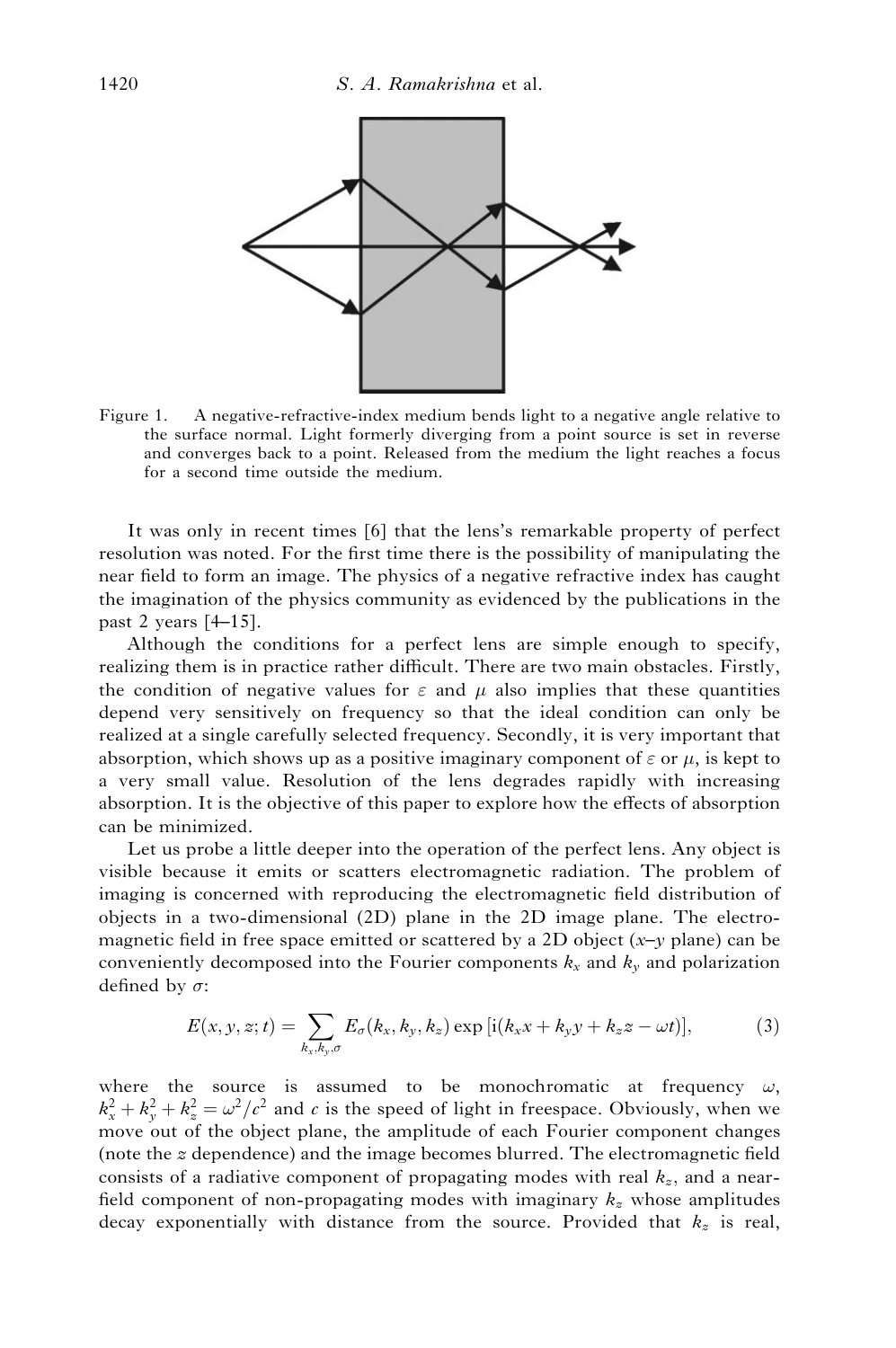Figure 1. A negative-refractive-index medium bends light to a negative angle relative to the surface normal. Light formerly diverging from a point source is set in reverse and converges back to a point. Released from the medium the light reaches a focus for a second time outside the medium.

It was only in recent times [6] that the lens's remarkable property of perfect resolution was noted. For the first time there is the possibility of manipulating the near field to form an image. The physics of a negative refractive index has caught the imagination of the physics community as evidenced by the publications in the past 2 years [4–15].

Although the conditions for a perfect lens are simple enough to specify, realizing them is in practice rather difficult. There are two main obstacles. Firstly, the condition of negative values for $\varepsilon$ and $\mu$ also implies that these quantities depend very sensitively on frequency so that the ideal condition can only be realized at a single carefully selected frequency. Secondly, it is very important that absorption, which shows up as a positive imaginary component of $\varepsilon$ or $\mu$, is kept to a very small value. Resolution of the lens degrades rapidly with increasing absorption. It is the objective of this paper to explore how the effects of absorption can be minimized.

Let us probe a little deeper into the operation of the perfect lens. Any object is visible because it emits or scatters electromagnetic radiation. The problem of imaging is concerned with reproducing the electromagnetic field distribution of objects in a two-dimensional (2D) plane in the 2D image plane. The electromagnetic field in free space emitted or scattered by a 2D object ($x$–$y$ plane) can be conveniently decomposed into the Fourier components $k_x$ and $k_y$ and polarization defined by $\sigma$:

$$E(x, y, z; t) = \sum_{k_x, k_y, \sigma} E_\sigma(k_x, k_y, k_z) \exp\left[\mathrm{i}(k_x x + k_y y + k_z z - \omega t)\right], \tag{3}$$

where the source is assumed to be monochromatic at frequency $\omega$, $k_x^2 + k_y^2 + k_z^2 = \omega^2/c^2$ and $c$ is the speed of light in freespace. Obviously, when we move out of the object plane, the amplitude of each Fourier component changes (note the $z$ dependence) and the image becomes blurred. The electromagnetic field consists of a radiative component of propagating modes with real $k_z$, and a near-field component of non-propagating modes with imaginary $k_z$ whose amplitudes decay exponentially with distance from the source. Provided that $k_z$ is real,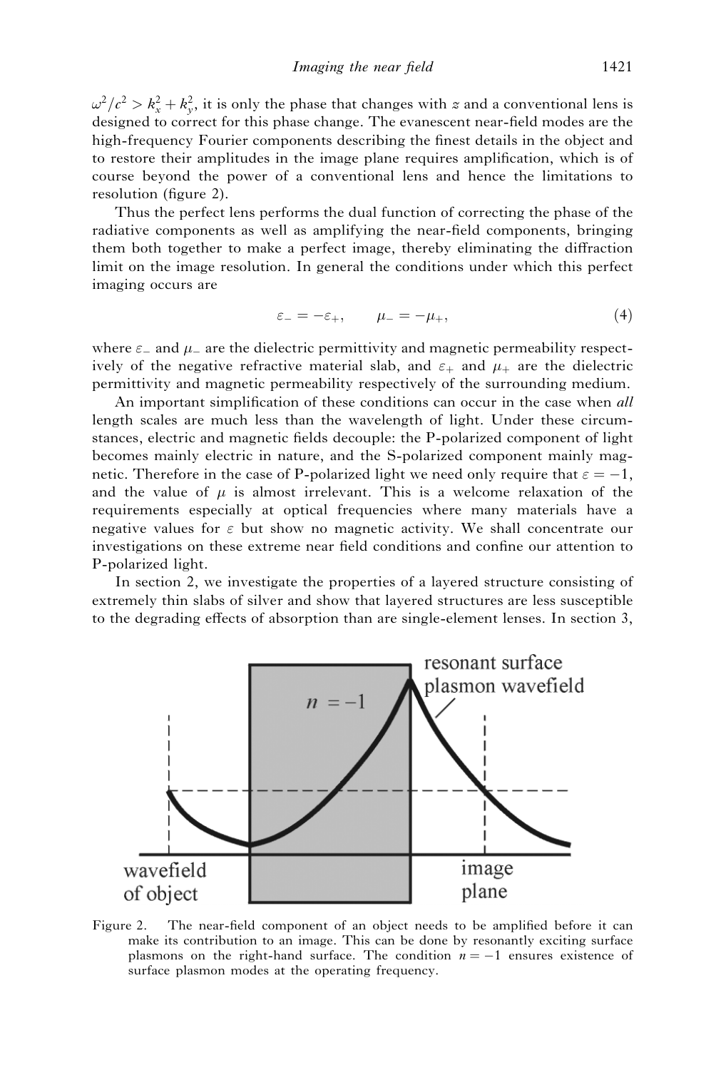$\omega^2/c^2 > k_x^2 + k_y^2$, it is only the phase that changes with $z$ and a conventional lens is designed to correct for this phase change. The evanescent near-field modes are the high-frequency Fourier components describing the finest details in the object and to restore their amplitudes in the image plane requires amplification, which is of course beyond the power of a conventional lens and hence the limitations to resolution (figure 2).

Thus the perfect lens performs the dual function of correcting the phase of the radiative components as well as amplifying the near-field components, bringing them both together to make a perfect image, thereby eliminating the diffraction limit on the image resolution. In general the conditions under which this perfect imaging occurs are

$$\varepsilon_- = -\varepsilon_+, \qquad \mu_- = -\mu_+, \tag{4}$$

where $\varepsilon_-$ and $\mu_-$ are the dielectric permittivity and magnetic permeability respectively of the negative refractive material slab, and $\varepsilon_+$ and $\mu_+$ are the dielectric permittivity and magnetic permeability respectively of the surrounding medium.

An important simplification of these conditions can occur in the case when *all* length scales are much less than the wavelength of light. Under these circumstances, electric and magnetic fields decouple: the P-polarized component of light becomes mainly electric in nature, and the S-polarized component mainly magnetic. Therefore in the case of P-polarized light we need only require that $\varepsilon = -1$, and the value of $\mu$ is almost irrelevant. This is a welcome relaxation of the requirements especially at optical frequencies where many materials have a negative values for $\varepsilon$ but show no magnetic activity. We shall concentrate our investigations on these extreme near field conditions and confine our attention to P-polarized light.

In section 2, we investigate the properties of a layered structure consisting of extremely thin slabs of silver and show that layered structures are less susceptible to the degrading effects of absorption than are single-element lenses. In section 3,

Figure 2. The near-field component of an object needs to be amplified before it can make its contribution to an image. This can be done by resonantly exciting surface plasmons on the right-hand surface. The condition $n = -1$ ensures existence of surface plasmon modes at the operating frequency.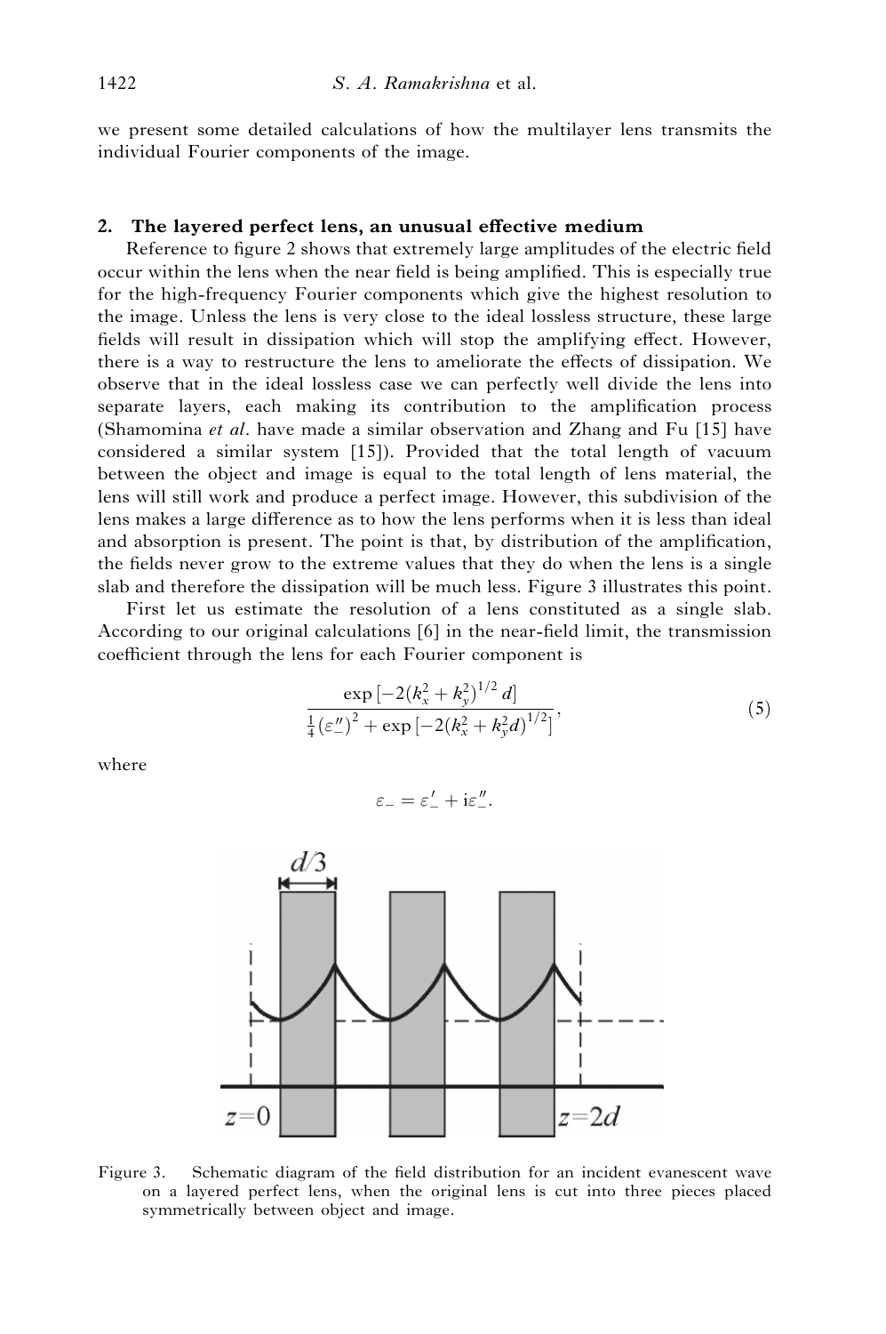we present some detailed calculations of how the multilayer lens transmits the individual Fourier components of the image.

## 2. The layered perfect lens, an unusual effective medium

Reference to figure 2 shows that extremely large amplitudes of the electric field occur within the lens when the near field is being amplified. This is especially true for the high-frequency Fourier components which give the highest resolution to the image. Unless the lens is very close to the ideal lossless structure, these large fields will result in dissipation which will stop the amplifying effect. However, there is a way to restructure the lens to ameliorate the effects of dissipation. We observe that in the ideal lossless case we can perfectly well divide the lens into separate layers, each making its contribution to the amplification process (Shamomina *et al*. have made a similar observation and Zhang and Fu [15] have considered a similar system [15]). Provided that the total length of vacuum between the object and image is equal to the total length of lens material, the lens will still work and produce a perfect image. However, this subdivision of the lens makes a large difference as to how the lens performs when it is less than ideal and absorption is present. The point is that, by distribution of the amplification, the fields never grow to the extreme values that they do when the lens is a single slab and therefore the dissipation will be much less. Figure 3 illustrates this point.

First let us estimate the resolution of a lens constituted as a single slab. According to our original calculations [6] in the near-field limit, the transmission coefficient through the lens for each Fourier component is

$$\frac{\exp\left[-2(k_x^2+k_y^2)^{1/2}\,d\right]}{\frac{1}{4}(\varepsilon_-'')^2+\exp\left[-2(k_x^2+k_y^2 d)^{1/2}\right]}, \tag{5}$$

where

$$\varepsilon_- = \varepsilon_-' + \mathrm{i}\varepsilon_-''.$$

Figure 3. Schematic diagram of the field distribution for an incident evanescent wave on a layered perfect lens, when the original lens is cut into three pieces placed symmetrically between object and image.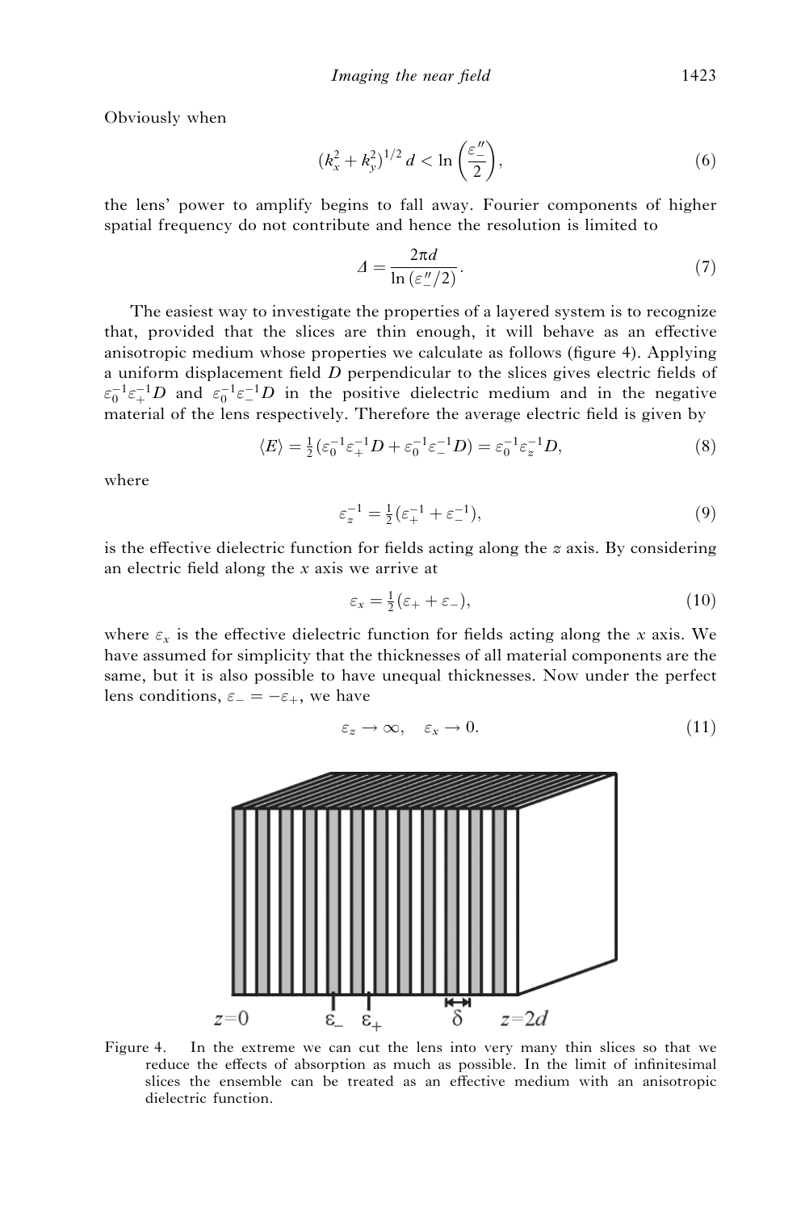Obviously when

$$
(k_x^2 + k_y^2)^{1/2}\, d < \ln\left(\frac{\varepsilon''_-}{2}\right), \tag{6}
$$

the lens' power to amplify begins to fall away. Fourier components of higher spatial frequency do not contribute and hence the resolution is limited to

$$
\Delta = \frac{2\pi d}{\ln(\varepsilon''_-/2)}. \tag{7}
$$

The easiest way to investigate the properties of a layered system is to recognize that, provided that the slices are thin enough, it will behave as an effective anisotropic medium whose properties we calculate as follows (figure 4). Applying a uniform displacement field $D$ perpendicular to the slices gives electric fields of $\varepsilon_0^{-1}\varepsilon_+^{-1}D$ and $\varepsilon_0^{-1}\varepsilon_-^{-1}D$ in the positive dielectric medium and in the negative material of the lens respectively. Therefore the average electric field is given by

$$
\langle E \rangle = \tfrac{1}{2}\left(\varepsilon_0^{-1}\varepsilon_+^{-1}D + \varepsilon_0^{-1}\varepsilon_-^{-1}D\right) = \varepsilon_0^{-1}\varepsilon_z^{-1}D, \tag{8}
$$

where

$$
\varepsilon_z^{-1} = \tfrac{1}{2}\left(\varepsilon_+^{-1} + \varepsilon_-^{-1}\right), \tag{9}
$$

is the effective dielectric function for fields acting along the $z$ axis. By considering an electric field along the $x$ axis we arrive at

$$
\varepsilon_x = \tfrac{1}{2}\left(\varepsilon_+ + \varepsilon_-\right), \tag{10}
$$

where $\varepsilon_x$ is the effective dielectric function for fields acting along the $x$ axis. We have assumed for simplicity that the thicknesses of all material components are the same, but it is also possible to have unequal thicknesses. Now under the perfect lens conditions, $\varepsilon_- = -\varepsilon_+$, we have

$$
\varepsilon_z \to \infty, \quad \varepsilon_x \to 0. \tag{11}
$$

Figure 4. In the extreme we can cut the lens into very many thin slices so that we reduce the effects of absorption as much as possible. In the limit of infinitesimal slices the ensemble can be treated as an effective medium with an anisotropic dielectric function.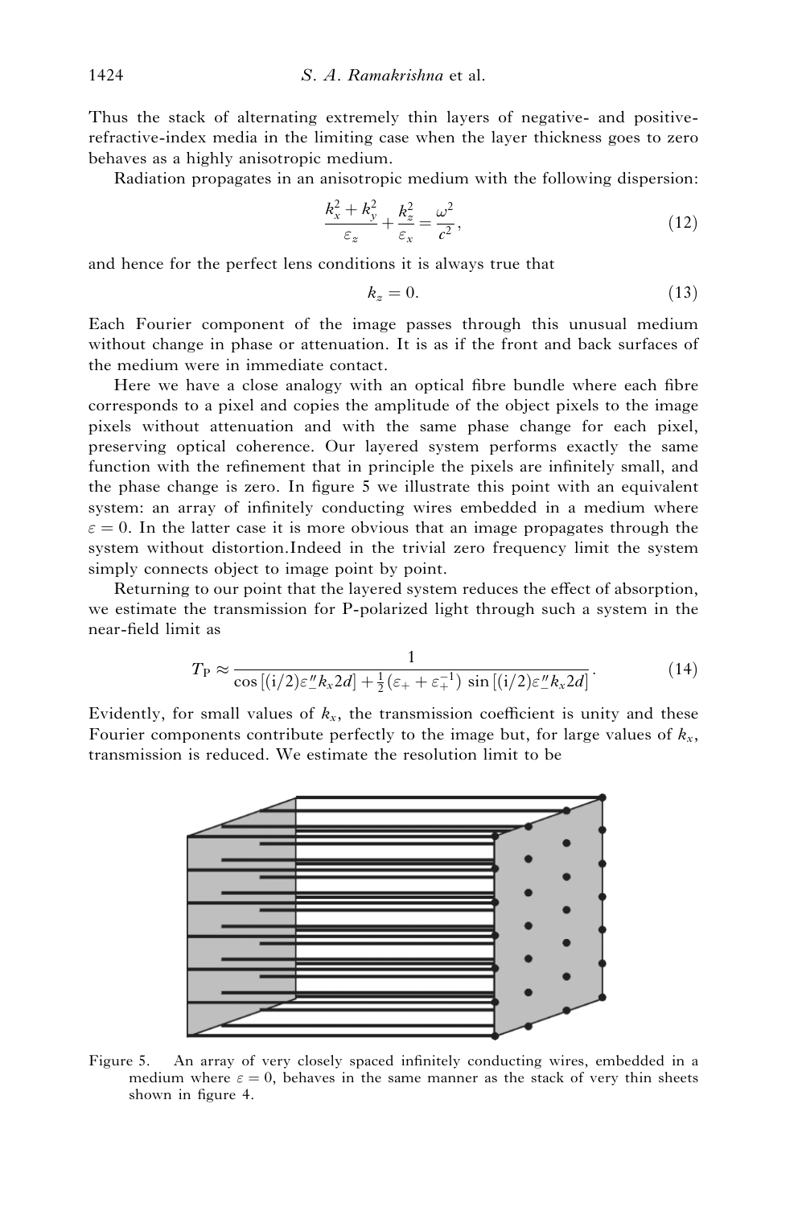Thus the stack of alternating extremely thin layers of negative- and positive-refractive-index media in the limiting case when the layer thickness goes to zero behaves as a highly anisotropic medium.

Radiation propagates in an anisotropic medium with the following dispersion:

$$\frac{k_x^2 + k_y^2}{\varepsilon_z} + \frac{k_z^2}{\varepsilon_x} = \frac{\omega^2}{c^2}, \tag{12}$$

and hence for the perfect lens conditions it is always true that

$$k_z = 0. \tag{13}$$

Each Fourier component of the image passes through this unusual medium without change in phase or attenuation. It is as if the front and back surfaces of the medium were in immediate contact.

Here we have a close analogy with an optical fibre bundle where each fibre corresponds to a pixel and copies the amplitude of the object pixels to the image pixels without attenuation and with the same phase change for each pixel, preserving optical coherence. Our layered system performs exactly the same function with the refinement that in principle the pixels are infinitely small, and the phase change is zero. In figure 5 we illustrate this point with an equivalent system: an array of infinitely conducting wires embedded in a medium where $\varepsilon = 0$. In the latter case it is more obvious that an image propagates through the system without distortion.Indeed in the trivial zero frequency limit the system simply connects object to image point by point.

Returning to our point that the layered system reduces the effect of absorption, we estimate the transmission for P-polarized light through such a system in the near-field limit as

$$T_{\mathrm{P}} \approx \frac{1}{\cos\left[(\mathrm{i}/2)\varepsilon''_{-} k_x 2d\right] + \frac{1}{2}\left(\varepsilon_{+} + \varepsilon_{+}^{-1}\right) \sin\left[(\mathrm{i}/2)\varepsilon''_{-} k_x 2d\right]}. \tag{14}$$

Evidently, for small values of $k_x$, the transmission coefficient is unity and these Fourier components contribute perfectly to the image but, for large values of $k_x$, transmission is reduced. We estimate the resolution limit to be

Figure 5. An array of very closely spaced infinitely conducting wires, embedded in a medium where $\varepsilon = 0$, behaves in the same manner as the stack of very thin sheets shown in figure 4.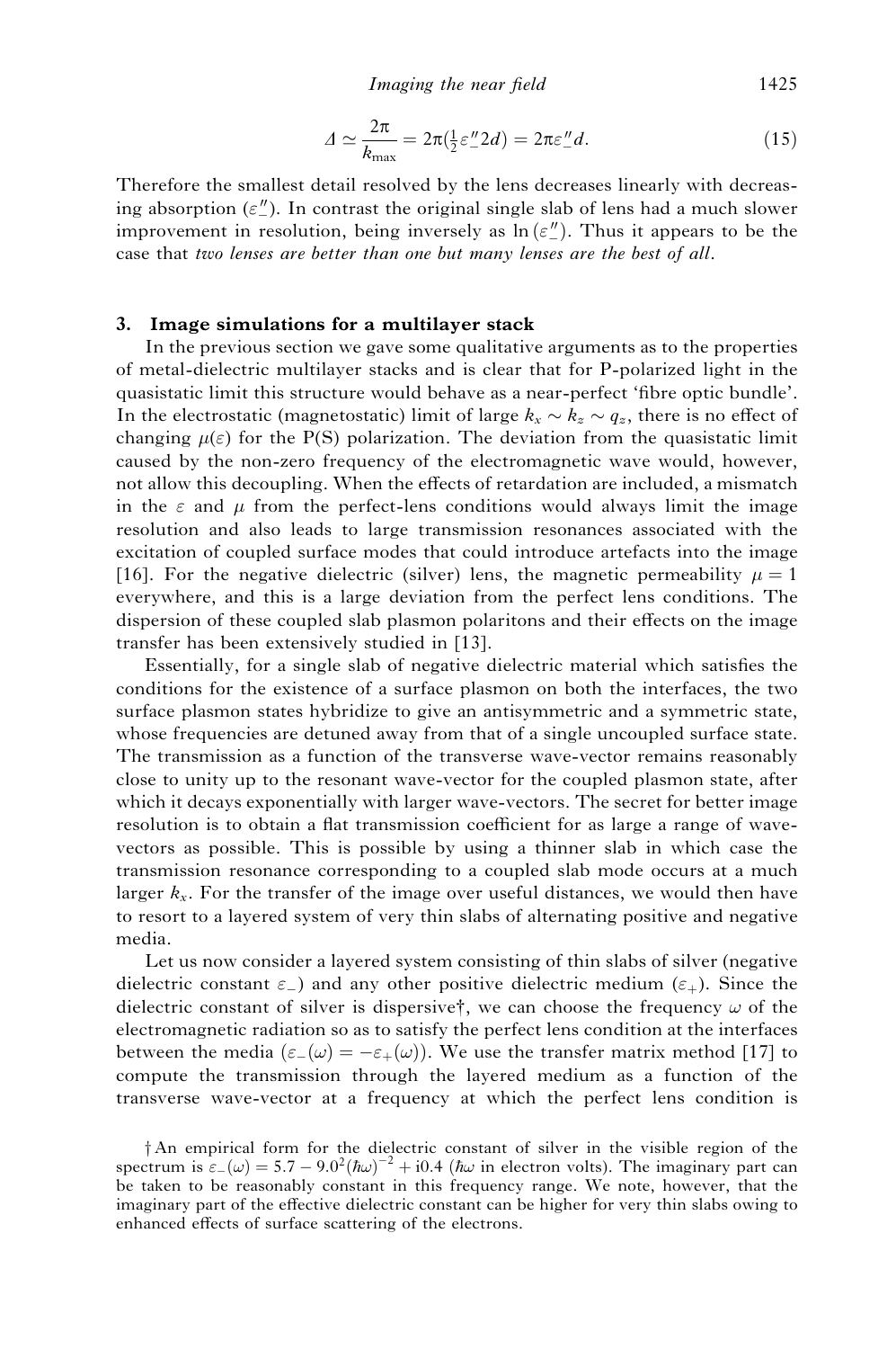$$\Delta \simeq \frac{2\pi}{k_{\max}} = 2\pi(\tfrac{1}{2}\varepsilon''_{-}2d) = 2\pi\varepsilon''_{-}d. \tag{15}$$

Therefore the smallest detail resolved by the lens decreases linearly with decreasing absorption ($\varepsilon''_{-}$). In contrast the original single slab of lens had a much slower improvement in resolution, being inversely as $\ln(\varepsilon''_{-})$. Thus it appears to be the case that *two lenses are better than one but many lenses are the best of all*.

## 3. Image simulations for a multilayer stack

In the previous section we gave some qualitative arguments as to the properties of metal-dielectric multilayer stacks and is clear that for P-polarized light in the quasistatic limit this structure would behave as a near-perfect 'fibre optic bundle'. In the electrostatic (magnetostatic) limit of large $k_x \sim k_z \sim q_z$, there is no effect of changing $\mu(\varepsilon)$ for the P(S) polarization. The deviation from the quasistatic limit caused by the non-zero frequency of the electromagnetic wave would, however, not allow this decoupling. When the effects of retardation are included, a mismatch in the $\varepsilon$ and $\mu$ from the perfect-lens conditions would always limit the image resolution and also leads to large transmission resonances associated with the excitation of coupled surface modes that could introduce artefacts into the image [16]. For the negative dielectric (silver) lens, the magnetic permeability $\mu = 1$ everywhere, and this is a large deviation from the perfect lens conditions. The dispersion of these coupled slab plasmon polaritons and their effects on the image transfer has been extensively studied in [13].

Essentially, for a single slab of negative dielectric material which satisfies the conditions for the existence of a surface plasmon on both the interfaces, the two surface plasmon states hybridize to give an antisymmetric and a symmetric state, whose frequencies are detuned away from that of a single uncoupled surface state. The transmission as a function of the transverse wave-vector remains reasonably close to unity up to the resonant wave-vector for the coupled plasmon state, after which it decays exponentially with larger wave-vectors. The secret for better image resolution is to obtain a flat transmission coefficient for as large a range of wave-vectors as possible. This is possible by using a thinner slab in which case the transmission resonance corresponding to a coupled slab mode occurs at a much larger $k_x$. For the transfer of the image over useful distances, we would then have to resort to a layered system of very thin slabs of alternating positive and negative media.

Let us now consider a layered system consisting of thin slabs of silver (negative dielectric constant $\varepsilon_-$) and any other positive dielectric medium ($\varepsilon_+$). Since the dielectric constant of silver is dispersive†, we can choose the frequency $\omega$ of the electromagnetic radiation so as to satisfy the perfect lens condition at the interfaces between the media ($\varepsilon_-(\omega) = -\varepsilon_+(\omega)$). We use the transfer matrix method [17] to compute the transmission through the layered medium as a function of the transverse wave-vector at a frequency at which the perfect lens condition is

† An empirical form for the dielectric constant of silver in the visible region of the spectrum is $\varepsilon_-(\omega) = 5.7 - 9.0^2(\hbar\omega)^{-2} + \mathrm{i}0.4$ ($\hbar\omega$ in electron volts). The imaginary part can be taken to be reasonably constant in this frequency range. We note, however, that the imaginary part of the effective dielectric constant can be higher for very thin slabs owing to enhanced effects of surface scattering of the electrons.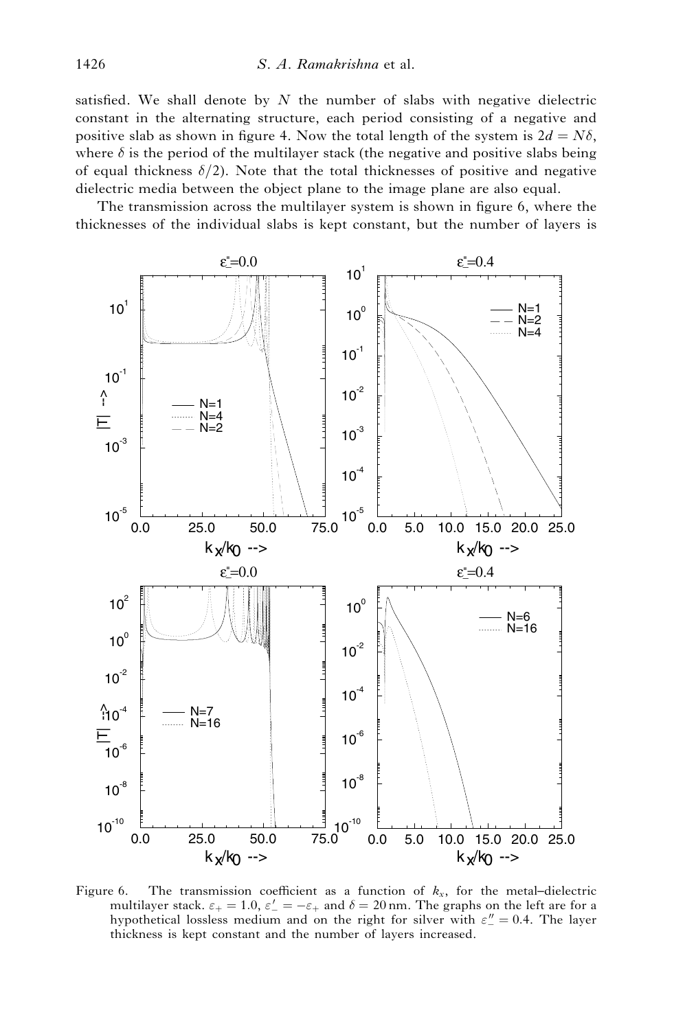satisfied. We shall denote by $N$ the number of slabs with negative dielectric constant in the alternating structure, each period consisting of a negative and positive slab as shown in figure 4. Now the total length of the system is $2d = N\delta$, where $\delta$ is the period of the multilayer stack (the negative and positive slabs being of equal thickness $\delta/2$). Note that the total thicknesses of positive and negative dielectric media between the object plane to the image plane are also equal.

The transmission across the multilayer system is shown in figure 6, where the thicknesses of the individual slabs is kept constant, but the number of layers is

Figure 6. The transmission coefficient as a function of $k_x$, for the metal–dielectric multilayer stack. $\varepsilon_+ = 1.0$, $\varepsilon'_- = -\varepsilon_+$ and $\delta = 20$ nm. The graphs on the left are for a hypothetical lossless medium and on the right for silver with $\varepsilon''_- = 0.4$. The layer thickness is kept constant and the number of layers increased.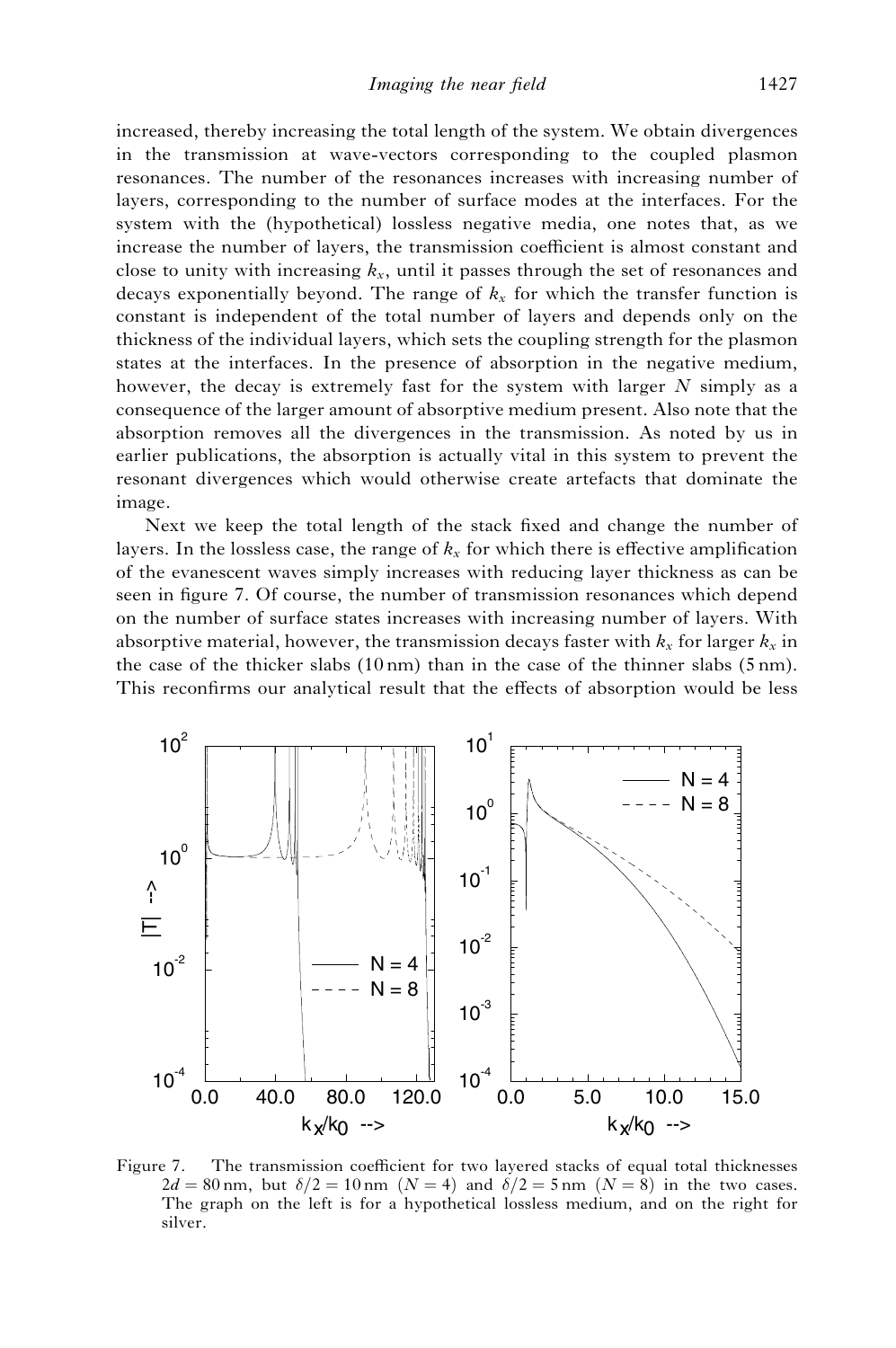increased, thereby increasing the total length of the system. We obtain divergences in the transmission at wave-vectors corresponding to the coupled plasmon resonances. The number of the resonances increases with increasing number of layers, corresponding to the number of surface modes at the interfaces. For the system with the (hypothetical) lossless negative media, one notes that, as we increase the number of layers, the transmission coefficient is almost constant and close to unity with increasing $k_x$, until it passes through the set of resonances and decays exponentially beyond. The range of $k_x$ for which the transfer function is constant is independent of the total number of layers and depends only on the thickness of the individual layers, which sets the coupling strength for the plasmon states at the interfaces. In the presence of absorption in the negative medium, however, the decay is extremely fast for the system with larger $N$ simply as a consequence of the larger amount of absorptive medium present. Also note that the absorption removes all the divergences in the transmission. As noted by us in earlier publications, the absorption is actually vital in this system to prevent the resonant divergences which would otherwise create artefacts that dominate the image.

Next we keep the total length of the stack fixed and change the number of layers. In the lossless case, the range of $k_x$ for which there is effective amplification of the evanescent waves simply increases with reducing layer thickness as can be seen in figure 7. Of course, the number of transmission resonances which depend on the number of surface states increases with increasing number of layers. With absorptive material, however, the transmission decays faster with $k_x$ for larger $k_x$ in the case of the thicker slabs (10 nm) than in the case of the thinner slabs (5 nm). This reconfirms our analytical result that the effects of absorption would be less

Figure 7. The transmission coefficient for two layered stacks of equal total thicknesses $2d = 80\,\text{nm}$, but $\delta/2 = 10\,\text{nm}$ ($N = 4$) and $\delta/2 = 5\,\text{nm}$ ($N = 8$) in the two cases. The graph on the left is for a hypothetical lossless medium, and on the right for silver.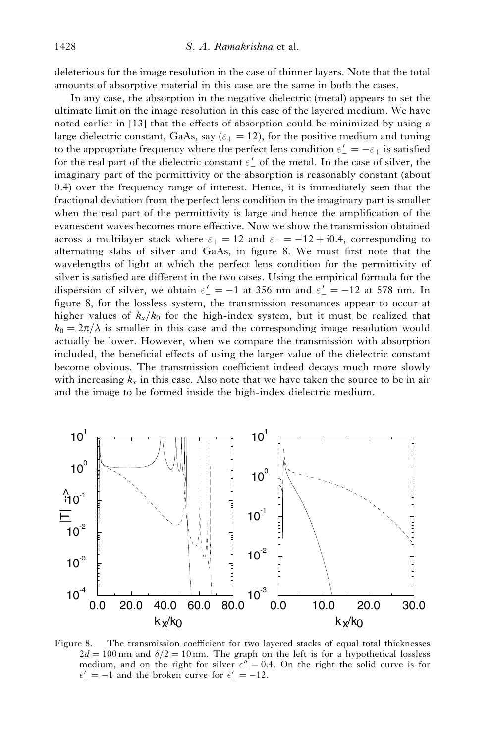deleterious for the image resolution in the case of thinner layers. Note that the total amounts of absorptive material in this case are the same in both the cases.

In any case, the absorption in the negative dielectric (metal) appears to set the ultimate limit on the image resolution in this case of the layered medium. We have noted earlier in [13] that the effects of absorption could be minimized by using a large dielectric constant, GaAs, say ($\varepsilon_+ = 12$), for the positive medium and tuning to the appropriate frequency where the perfect lens condition $\varepsilon'_- = -\varepsilon_+$ is satisfied for the real part of the dielectric constant $\varepsilon'_-$ of the metal. In the case of silver, the imaginary part of the permittivity or the absorption is reasonably constant (about 0.4) over the frequency range of interest. Hence, it is immediately seen that the fractional deviation from the perfect lens condition in the imaginary part is smaller when the real part of the permittivity is large and hence the amplification of the evanescent waves becomes more effective. Now we show the transmission obtained across a multilayer stack where $\varepsilon_+ = 12$ and $\varepsilon_- = -12 + i0.4$, corresponding to alternating slabs of silver and GaAs, in figure 8. We must first note that the wavelengths of light at which the perfect lens condition for the permittivity of silver is satisfied are different in the two cases. Using the empirical formula for the dispersion of silver, we obtain $\varepsilon'_- = -1$ at 356 nm and $\varepsilon'_- = -12$ at 578 nm. In figure 8, for the lossless system, the transmission resonances appear to occur at higher values of $k_x/k_0$ for the high-index system, but it must be realized that $k_0 = 2\pi/\lambda$ is smaller in this case and the corresponding image resolution would actually be lower. However, when we compare the transmission with absorption included, the beneficial effects of using the larger value of the dielectric constant become obvious. The transmission coefficient indeed decays much more slowly with increasing $k_x$ in this case. Also note that we have taken the source to be in air and the image to be formed inside the high-index dielectric medium.

Figure 8. The transmission coefficient for two layered stacks of equal total thicknesses $2d = 100\,\text{nm}$ and $\delta/2 = 10\,\text{nm}$. The graph on the left is for a hypothetical lossless medium, and on the right for silver $\epsilon''_- = 0.4$. On the right the solid curve is for $\epsilon'_- = -1$ and the broken curve for $\epsilon'_- = -12$.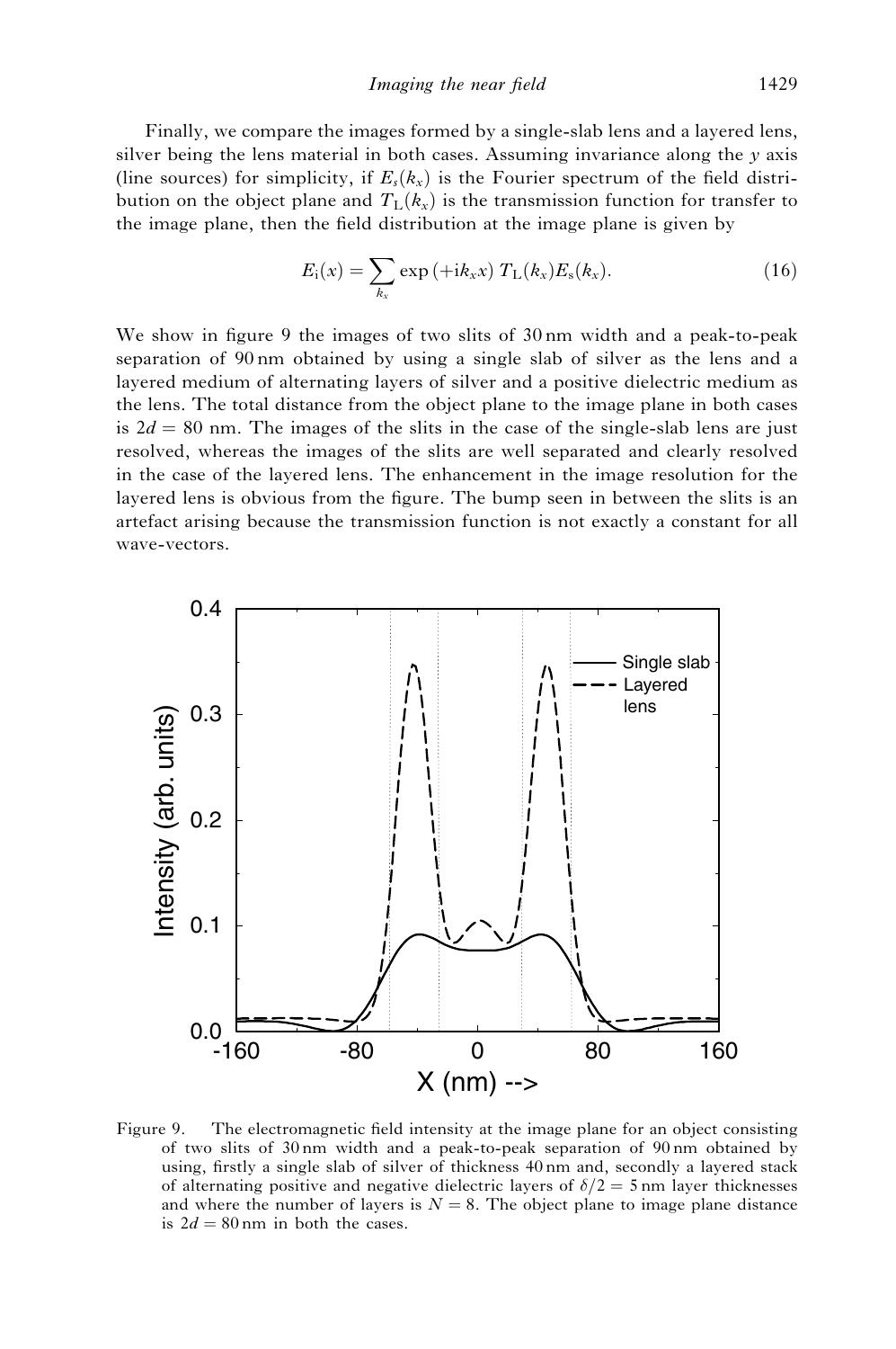Finally, we compare the images formed by a single-slab lens and a layered lens, silver being the lens material in both cases. Assuming invariance along the $y$ axis (line sources) for simplicity, if $E_s(k_x)$ is the Fourier spectrum of the field distribution on the object plane and $T_L(k_x)$ is the transmission function for transfer to the image plane, then the field distribution at the image plane is given by

$$E_i(x) = \sum_{k_x} \exp(+ik_x x)\, T_L(k_x) E_s(k_x). \tag{16}$$

We show in figure 9 the images of two slits of 30 nm width and a peak-to-peak separation of 90 nm obtained by using a single slab of silver as the lens and a layered medium of alternating layers of silver and a positive dielectric medium as the lens. The total distance from the object plane to the image plane in both cases is $2d = 80$ nm. The images of the slits in the case of the single-slab lens are just resolved, whereas the images of the slits are well separated and clearly resolved in the case of the layered lens. The enhancement in the image resolution for the layered lens is obvious from the figure. The bump seen in between the slits is an artefact arising because the transmission function is not exactly a constant for all wave-vectors.

Figure 9. The electromagnetic field intensity at the image plane for an object consisting of two slits of 30 nm width and a peak-to-peak separation of 90 nm obtained by using, firstly a single slab of silver of thickness 40 nm and, secondly a layered stack of alternating positive and negative dielectric layers of $\delta/2 = 5$ nm layer thicknesses and where the number of layers is $N = 8$. The object plane to image plane distance is $2d = 80$ nm in both the cases.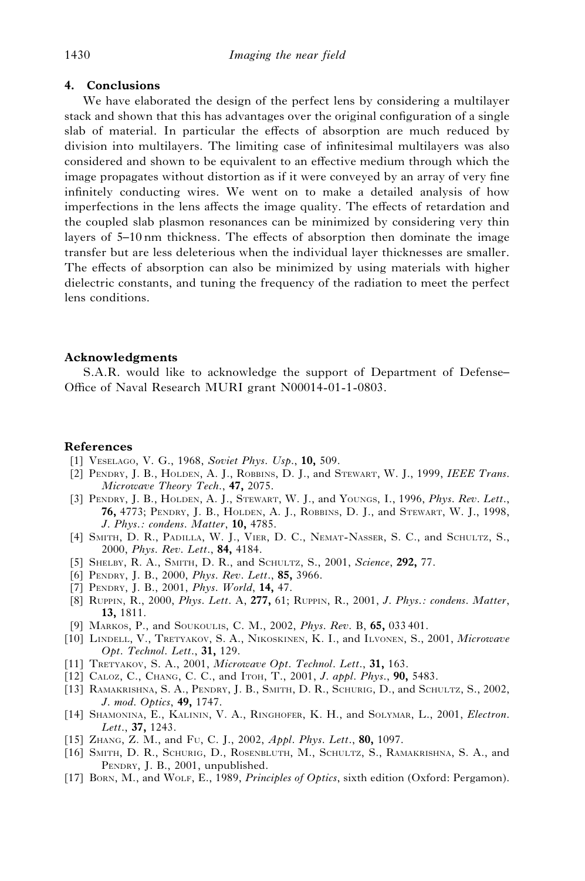## 4. Conclusions

We have elaborated the design of the perfect lens by considering a multilayer stack and shown that this has advantages over the original configuration of a single slab of material. In particular the effects of absorption are much reduced by division into multilayers. The limiting case of infinitesimal multilayers was also considered and shown to be equivalent to an effective medium through which the image propagates without distortion as if it were conveyed by an array of very fine infinitely conducting wires. We went on to make a detailed analysis of how imperfections in the lens affects the image quality. The effects of retardation and the coupled slab plasmon resonances can be minimized by considering very thin layers of 5–10 nm thickness. The effects of absorption then dominate the image transfer but are less deleterious when the individual layer thicknesses are smaller. The effects of absorption can also be minimized by using materials with higher dielectric constants, and tuning the frequency of the radiation to meet the perfect lens conditions.

## Acknowledgments

S.A.R. would like to acknowledge the support of Department of Defense–Office of Naval Research MURI grant N00014-01-1-0803.

## References

[1] Veselago, V. G., 1968, *Soviet Phys. Usp.*, **10,** 509.

[2] Pendry, J. B., Holden, A. J., Robbins, D. J., and Stewart, W. J., 1999, *IEEE Trans. Microwave Theory Tech.*, **47,** 2075.

[3] Pendry, J. B., Holden, A. J., Stewart, W. J., and Youngs, I., 1996, *Phys. Rev. Lett.*, **76,** 4773; Pendry, J. B., Holden, A. J., Robbins, D. J., and Stewart, W. J., 1998, *J. Phys.: condens. Matter*, **10,** 4785.

[4] Smith, D. R., Padilla, W. J., Vier, D. C., Nemat-Nasser, S. C., and Schultz, S., 2000, *Phys. Rev. Lett.*, **84,** 4184.

[5] Shelby, R. A., Smith, D. R., and Schultz, S., 2001, *Science*, **292,** 77.

[6] Pendry, J. B., 2000, *Phys. Rev. Lett.*, **85,** 3966.

[7] Pendry, J. B., 2001, *Phys. World*, **14,** 47.

[8] Ruppin, R., 2000, *Phys. Lett.* A, **277,** 61; Ruppin, R., 2001, *J. Phys.: condens. Matter*, **13,** 1811.

[9] Markos, P., and Soukoulis, C. M., 2002, *Phys. Rev.* B, **65,** 033 401.

[10] Lindell, V., Tretyakov, S. A., Nikoskinen, K. I., and Ilvonen, S., 2001, *Microwave Opt. Technol. Lett.*, **31,** 129.

[11] Tretyakov, S. A., 2001, *Microwave Opt. Technol. Lett.*, **31,** 163.

[12] Caloz, C., Chang, C. C., and Itoh, T., 2001, *J. appl. Phys.*, **90,** 5483.

[13] Ramakrishna, S. A., Pendry, J. B., Smith, D. R., Schurig, D., and Schultz, S., 2002, *J. mod. Optics*, **49,** 1747.

[14] Shamonina, E., Kalinin, V. A., Ringhofer, K. H., and Solymar, L., 2001, *Electron. Lett.*, **37,** 1243.

[15] Zhang, Z. M., and Fu, C. J., 2002, *Appl. Phys. Lett.*, **80,** 1097.

[16] Smith, D. R., Schurig, D., Rosenbluth, M., Schultz, S., Ramakrishna, S. A., and Pendry, J. B., 2001, unpublished.

[17] Born, M., and Wolf, E., 1989, *Principles of Optics*, sixth edition (Oxford: Pergamon).